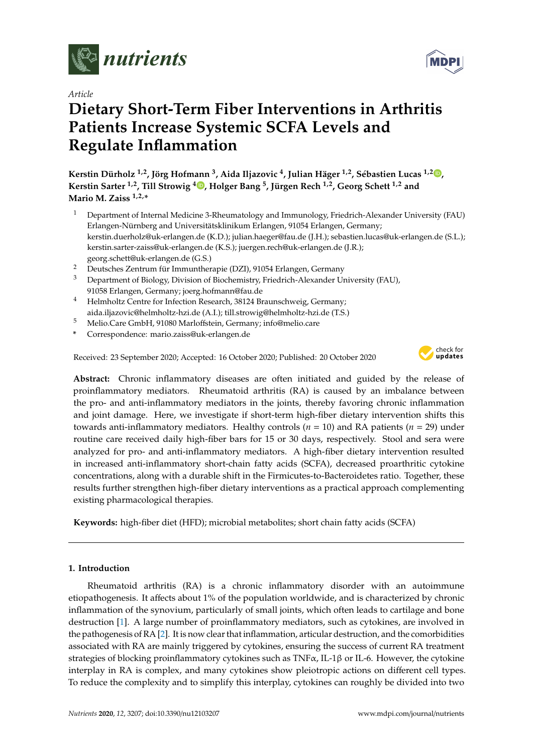*nutrients*

*Article*

# Dietary Short-Term Fiber Interventions in Arthritis Patients Increase Systemic SCFA Levels and Regulate Inflammation

**Kerstin Dürholz [1,2], Jörg Hofmann [3], Aida Iljazovic [4], Julian Häger [1,2], Sébastien Lucas [1,2], Kerstin Sarter [1,2], Till Strowig [4], Holger Bang [5], Jürgen Rech [1,2], Georg Schett [1,2] and Mario M. Zaiss [1,2,*]**

[1] Department of Internal Medicine 3-Rheumatology and Immunology, Friedrich-Alexander University (FAU) Erlangen-Nürnberg and Universitätsklinikum Erlangen, 91054 Erlangen, Germany; kerstin.duerholz@uk-erlangen.de (K.D.); julian.haeger@fau.de (J.H.); sebastien.lucas@uk-erlangen.de (S.L.); kerstin.sarter-zaiss@uk-erlangen.de (K.S.); juergen.rech@uk-erlangen.de (J.R.); georg.schett@uk-erlangen.de (G.S.)

[2] Deutsches Zentrum für Immuntherapie (DZI), 91054 Erlangen, Germany

[3] Department of Biology, Division of Biochemistry, Friedrich-Alexander University (FAU), 91058 Erlangen, Germany; joerg.hofmann@fau.de

[4] Helmholtz Centre for Infection Research, 38124 Braunschweig, Germany; aida.iljazovic@helmholtz-hzi.de (A.I.); till.strowig@helmholtz-hzi.de (T.S.)

[5] Melio.Care GmbH, 91080 Marloffstein, Germany; info@melio.care

[*] Correspondence: mario.zaiss@uk-erlangen.de

Received: 23 September 2020; Accepted: 16 October 2020; Published: 20 October 2020

**Abstract:** Chronic inflammatory diseases are often initiated and guided by the release of proinflammatory mediators. Rheumatoid arthritis (RA) is caused by an imbalance between the pro- and anti-inflammatory mediators in the joints, thereby favoring chronic inflammation and joint damage. Here, we investigate if short-term high-fiber dietary intervention shifts this towards anti-inflammatory mediators. Healthy controls ($n$ = 10) and RA patients ($n$ = 29) under routine care received daily high-fiber bars for 15 or 30 days, respectively. Stool and sera were analyzed for pro- and anti-inflammatory mediators. A high-fiber dietary intervention resulted in increased anti-inflammatory short-chain fatty acids (SCFA), decreased proarthritic cytokine concentrations, along with a durable shift in the Firmicutes-to-Bacteroidetes ratio. Together, these results further strengthen high-fiber dietary interventions as a practical approach complementing existing pharmacological therapies.

**Keywords:** high-fiber diet (HFD); microbial metabolites; short chain fatty acids (SCFA)

## 1. Introduction

Rheumatoid arthritis (RA) is a chronic inflammatory disorder with an autoimmune etiopathogenesis. It affects about 1% of the population worldwide, and is characterized by chronic inflammation of the synovium, particularly of small joints, which often leads to cartilage and bone destruction [1]. A large number of proinflammatory mediators, such as cytokines, are involved in the pathogenesis of RA [2]. It is now clear that inflammation, articular destruction, and the comorbidities associated with RA are mainly triggered by cytokines, ensuring the success of current RA treatment strategies of blocking proinflammatory cytokines such as TNFα, IL-1β or IL-6. However, the cytokine interplay in RA is complex, and many cytokines show pleiotropic actions on different cell types. To reduce the complexity and to simplify this interplay, cytokines can roughly be divided into two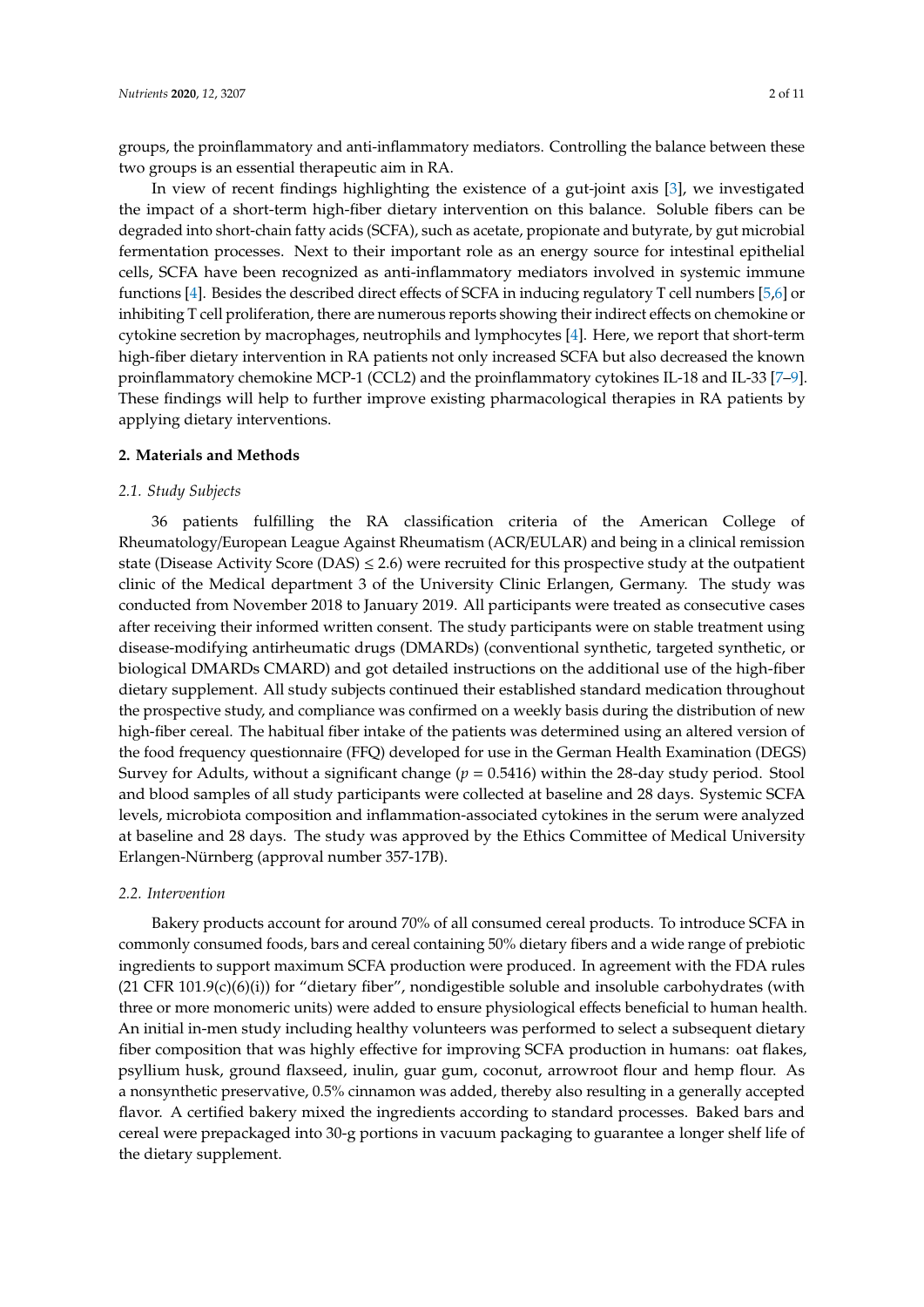groups, the proinflammatory and anti-inflammatory mediators. Controlling the balance between these two groups is an essential therapeutic aim in RA.

In view of recent findings highlighting the existence of a gut-joint axis [3], we investigated the impact of a short-term high-fiber dietary intervention on this balance. Soluble fibers can be degraded into short-chain fatty acids (SCFA), such as acetate, propionate and butyrate, by gut microbial fermentation processes. Next to their important role as an energy source for intestinal epithelial cells, SCFA have been recognized as anti-inflammatory mediators involved in systemic immune functions [4]. Besides the described direct effects of SCFA in inducing regulatory T cell numbers [5,6] or inhibiting T cell proliferation, there are numerous reports showing their indirect effects on chemokine or cytokine secretion by macrophages, neutrophils and lymphocytes [4]. Here, we report that short-term high-fiber dietary intervention in RA patients not only increased SCFA but also decreased the known proinflammatory chemokine MCP-1 (CCL2) and the proinflammatory cytokines IL-18 and IL-33 [7–9]. These findings will help to further improve existing pharmacological therapies in RA patients by applying dietary interventions.

## 2. Materials and Methods

### 2.1. Study Subjects

36 patients fulfilling the RA classification criteria of the American College of Rheumatology/European League Against Rheumatism (ACR/EULAR) and being in a clinical remission state (Disease Activity Score (DAS) $\leq 2.6$) were recruited for this prospective study at the outpatient clinic of the Medical department 3 of the University Clinic Erlangen, Germany. The study was conducted from November 2018 to January 2019. All participants were treated as consecutive cases after receiving their informed written consent. The study participants were on stable treatment using disease-modifying antirheumatic drugs (DMARDs) (conventional synthetic, targeted synthetic, or biological DMARDs CMARD) and got detailed instructions on the additional use of the high-fiber dietary supplement. All study subjects continued their established standard medication throughout the prospective study, and compliance was confirmed on a weekly basis during the distribution of new high-fiber cereal. The habitual fiber intake of the patients was determined using an altered version of the food frequency questionnaire (FFQ) developed for use in the German Health Examination (DEGS) Survey for Adults, without a significant change ($p = 0.5416$) within the 28-day study period. Stool and blood samples of all study participants were collected at baseline and 28 days. Systemic SCFA levels, microbiota composition and inflammation-associated cytokines in the serum were analyzed at baseline and 28 days. The study was approved by the Ethics Committee of Medical University Erlangen-Nürnberg (approval number 357-17B).

### 2.2. Intervention

Bakery products account for around 70% of all consumed cereal products. To introduce SCFA in commonly consumed foods, bars and cereal containing 50% dietary fibers and a wide range of prebiotic ingredients to support maximum SCFA production were produced. In agreement with the FDA rules (21 CFR 101.9(c)(6)(i)) for "dietary fiber", nondigestible soluble and insoluble carbohydrates (with three or more monomeric units) were added to ensure physiological effects beneficial to human health. An initial in-men study including healthy volunteers was performed to select a subsequent dietary fiber composition that was highly effective for improving SCFA production in humans: oat flakes, psyllium husk, ground flaxseed, inulin, guar gum, coconut, arrowroot flour and hemp flour. As a nonsynthetic preservative, 0.5% cinnamon was added, thereby also resulting in a generally accepted flavor. A certified bakery mixed the ingredients according to standard processes. Baked bars and cereal were prepackaged into 30-g portions in vacuum packaging to guarantee a longer shelf life of the dietary supplement.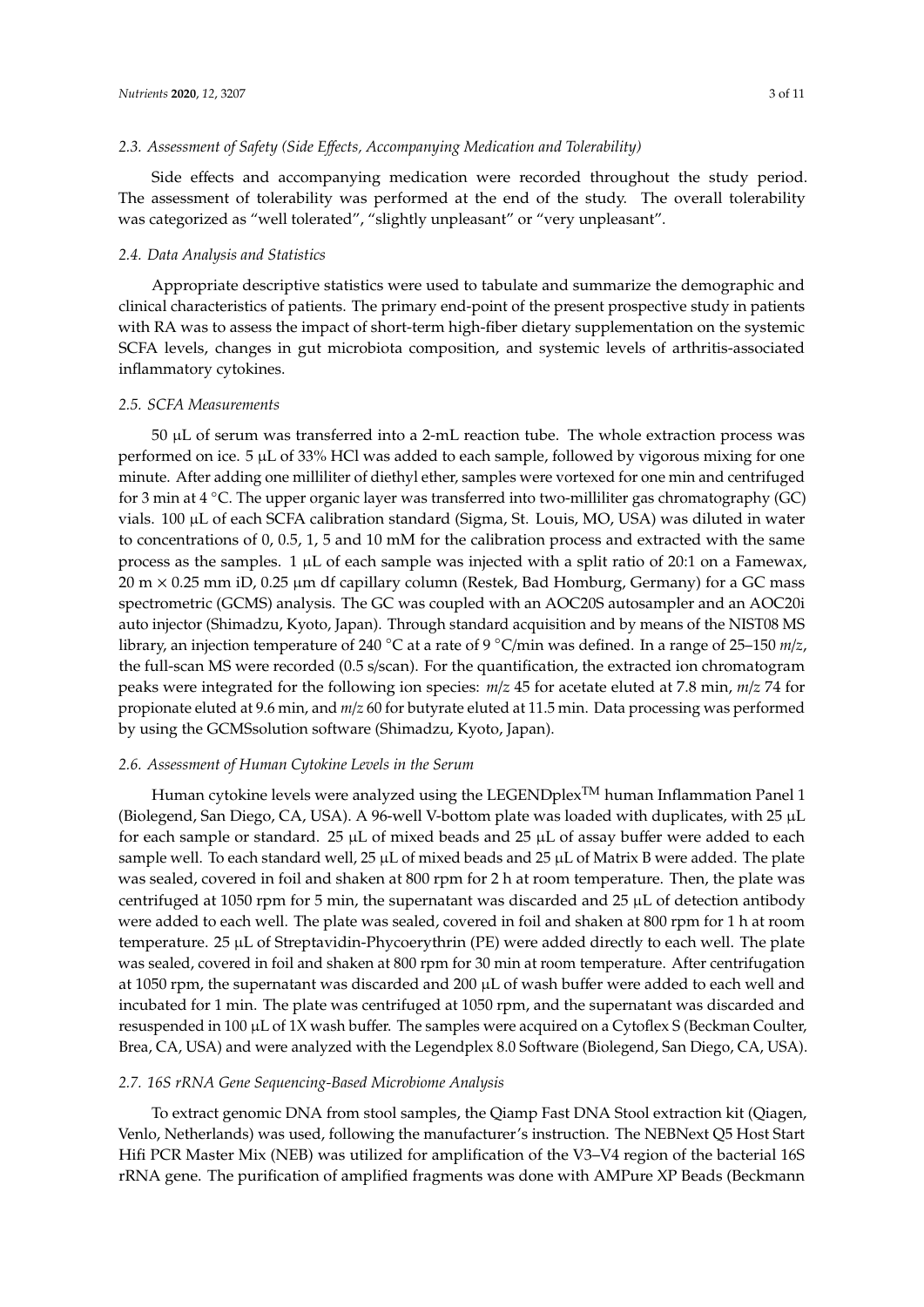### 2.3. Assessment of Safety (Side Effects, Accompanying Medication and Tolerability)

Side effects and accompanying medication were recorded throughout the study period. The assessment of tolerability was performed at the end of the study. The overall tolerability was categorized as "well tolerated", "slightly unpleasant" or "very unpleasant".

### 2.4. Data Analysis and Statistics

Appropriate descriptive statistics were used to tabulate and summarize the demographic and clinical characteristics of patients. The primary end-point of the present prospective study in patients with RA was to assess the impact of short-term high-fiber dietary supplementation on the systemic SCFA levels, changes in gut microbiota composition, and systemic levels of arthritis-associated inflammatory cytokines.

### 2.5. SCFA Measurements

50 µL of serum was transferred into a 2-mL reaction tube. The whole extraction process was performed on ice. 5 µL of 33% HCl was added to each sample, followed by vigorous mixing for one minute. After adding one milliliter of diethyl ether, samples were vortexed for one min and centrifuged for 3 min at 4 °C. The upper organic layer was transferred into two-milliliter gas chromatography (GC) vials. 100 µL of each SCFA calibration standard (Sigma, St. Louis, MO, USA) was diluted in water to concentrations of 0, 0.5, 1, 5 and 10 mM for the calibration process and extracted with the same process as the samples. 1 µL of each sample was injected with a split ratio of 20:1 on a Famewax, 20 m × 0.25 mm iD, 0.25 µm df capillary column (Restek, Bad Homburg, Germany) for a GC mass spectrometric (GCMS) analysis. The GC was coupled with an AOC20S autosampler and an AOC20i auto injector (Shimadzu, Kyoto, Japan). Through standard acquisition and by means of the NIST08 MS library, an injection temperature of 240 °C at a rate of 9 °C/min was defined. In a range of 25–150 *m*/*z*, the full-scan MS were recorded (0.5 s/scan). For the quantification, the extracted ion chromatogram peaks were integrated for the following ion species: *m*/*z* 45 for acetate eluted at 7.8 min, *m*/*z* 74 for propionate eluted at 9.6 min, and *m*/*z* 60 for butyrate eluted at 11.5 min. Data processing was performed by using the GCMSsolution software (Shimadzu, Kyoto, Japan).

### 2.6. Assessment of Human Cytokine Levels in the Serum

Human cytokine levels were analyzed using the LEGENDplex$^{TM}$ human Inflammation Panel 1 (Biolegend, San Diego, CA, USA). A 96-well V-bottom plate was loaded with duplicates, with 25 µL for each sample or standard. 25 µL of mixed beads and 25 µL of assay buffer were added to each sample well. To each standard well, 25 µL of mixed beads and 25 µL of Matrix B were added. The plate was sealed, covered in foil and shaken at 800 rpm for 2 h at room temperature. Then, the plate was centrifuged at 1050 rpm for 5 min, the supernatant was discarded and 25 µL of detection antibody were added to each well. The plate was sealed, covered in foil and shaken at 800 rpm for 1 h at room temperature. 25 µL of Streptavidin-Phycoerythrin (PE) were added directly to each well. The plate was sealed, covered in foil and shaken at 800 rpm for 30 min at room temperature. After centrifugation at 1050 rpm, the supernatant was discarded and 200 µL of wash buffer were added to each well and incubated for 1 min. The plate was centrifuged at 1050 rpm, and the supernatant was discarded and resuspended in 100 µL of 1X wash buffer. The samples were acquired on a Cytoflex S (Beckman Coulter, Brea, CA, USA) and were analyzed with the Legendplex 8.0 Software (Biolegend, San Diego, CA, USA).

### 2.7. 16S rRNA Gene Sequencing-Based Microbiome Analysis

To extract genomic DNA from stool samples, the Qiamp Fast DNA Stool extraction kit (Qiagen, Venlo, Netherlands) was used, following the manufacturer's instruction. The NEBNext Q5 Host Start Hifi PCR Master Mix (NEB) was utilized for amplification of the V3–V4 region of the bacterial 16S rRNA gene. The purification of amplified fragments was done with AMPure XP Beads (Beckmann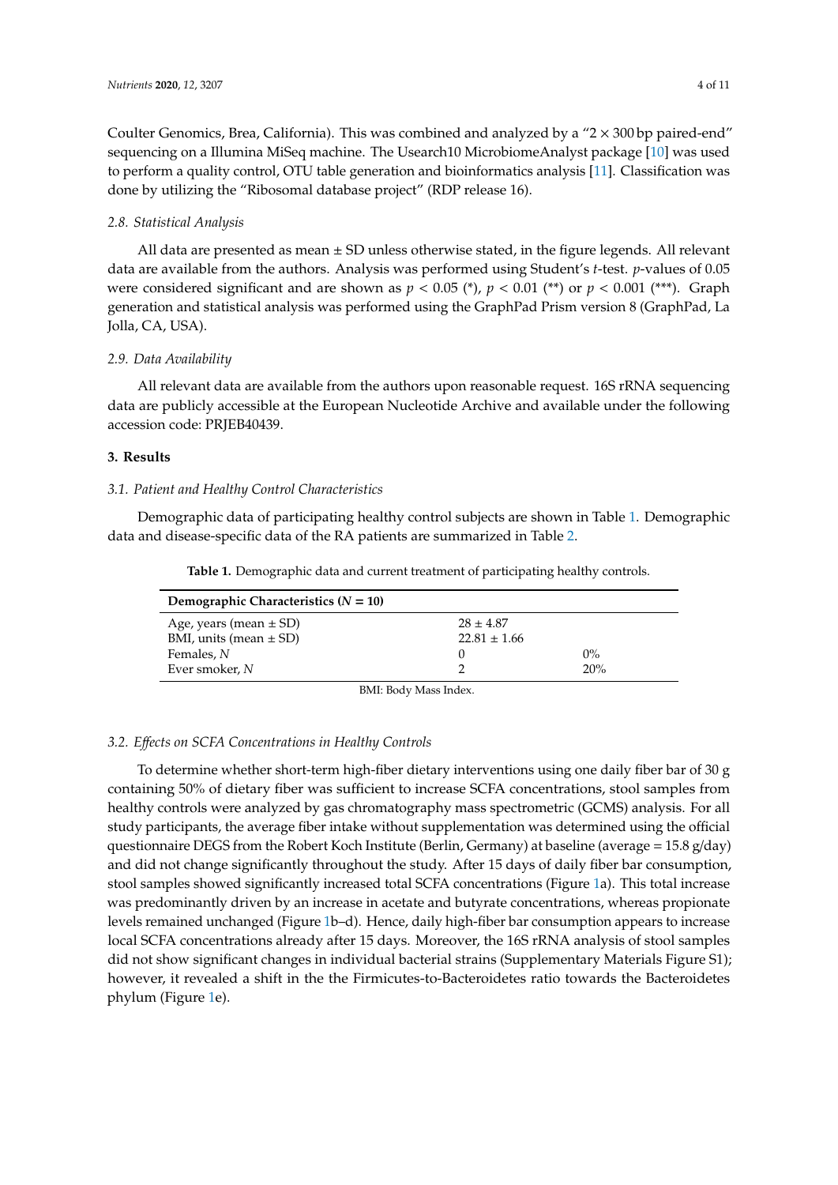Coulter Genomics, Brea, California). This was combined and analyzed by a "2 × 300 bp paired-end" sequencing on a Illumina MiSeq machine. The Usearch10 MicrobiomeAnalyst package [10] was used to perform a quality control, OTU table generation and bioinformatics analysis [11]. Classification was done by utilizing the "Ribosomal database project" (RDP release 16).

### 2.8. Statistical Analysis

All data are presented as mean ± SD unless otherwise stated, in the figure legends. All relevant data are available from the authors. Analysis was performed using Student's *t*-test. *p*-values of 0.05 were considered significant and are shown as $p < 0.05$ (*), $p < 0.01$ (**) or $p < 0.001$ (***). Graph generation and statistical analysis was performed using the GraphPad Prism version 8 (GraphPad, La Jolla, CA, USA).

### 2.9. Data Availability

All relevant data are available from the authors upon reasonable request. 16S rRNA sequencing data are publicly accessible at the European Nucleotide Archive and available under the following accession code: PRJEB40439.

## 3. Results

### 3.1. Patient and Healthy Control Characteristics

Demographic data of participating healthy control subjects are shown in Table 1. Demographic data and disease-specific data of the RA patients are summarized in Table 2.

**Table 1.** Demographic data and current treatment of participating healthy controls.

| **Demographic Characteristics ($N$ = 10)** | | |
|---|---|---|
| Age, years (mean ± SD) | 28 ± 4.87 | |
| BMI, units (mean ± SD) | 22.81 ± 1.66 | |
| Females, *N* | 0 | 0% |
| Ever smoker, *N* | 2 | 20% |

BMI: Body Mass Index.

### 3.2. Effects on SCFA Concentrations in Healthy Controls

To determine whether short-term high-fiber dietary interventions using one daily fiber bar of 30 g containing 50% of dietary fiber was sufficient to increase SCFA concentrations, stool samples from healthy controls were analyzed by gas chromatography mass spectrometric (GCMS) analysis. For all study participants, the average fiber intake without supplementation was determined using the official questionnaire DEGS from the Robert Koch Institute (Berlin, Germany) at baseline (average = 15.8 g/day) and did not change significantly throughout the study. After 15 days of daily fiber bar consumption, stool samples showed significantly increased total SCFA concentrations (Figure 1a). This total increase was predominantly driven by an increase in acetate and butyrate concentrations, whereas propionate levels remained unchanged (Figure 1b–d). Hence, daily high-fiber bar consumption appears to increase local SCFA concentrations already after 15 days. Moreover, the 16S rRNA analysis of stool samples did not show significant changes in individual bacterial strains (Supplementary Materials Figure S1); however, it revealed a shift in the the Firmicutes-to-Bacteroidetes ratio towards the Bacteroidetes phylum (Figure 1e).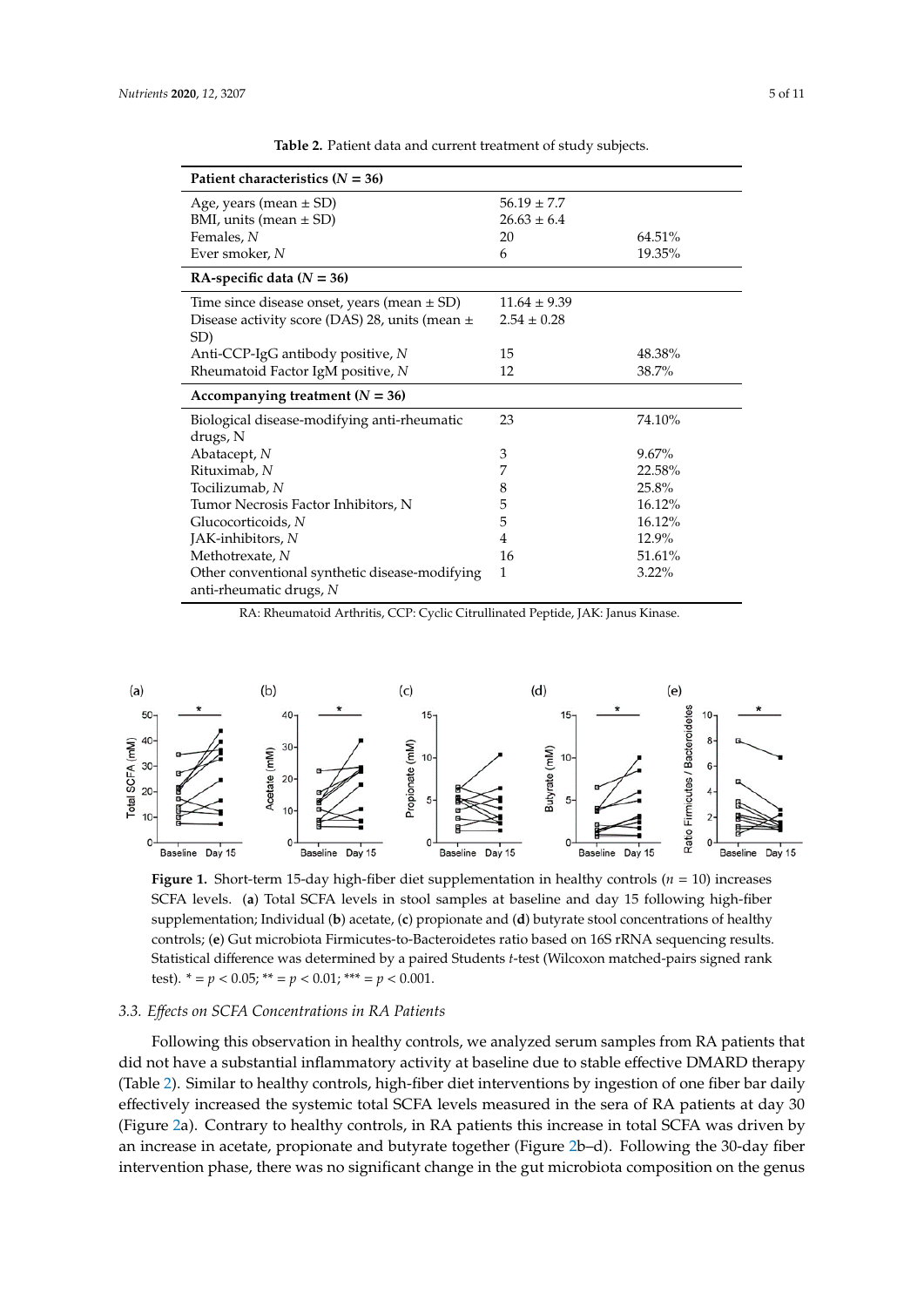**Table 2.** Patient data and current treatment of study subjects.

| **Patient characteristics (*N* = 36)** | | |
|---|---|---|
| Age, years (mean ± SD) | 56.19 ± 7.7 | |
| BMI, units (mean ± SD) | 26.63 ± 6.4 | |
| Females, *N* | 20 | 64.51% |
| Ever smoker, *N* | 6 | 19.35% |
| **RA-specific data (*N* = 36)** | | |
| Time since disease onset, years (mean ± SD) | 11.64 ± 9.39 | |
| Disease activity score (DAS) 28, units (mean ± SD) | 2.54 ± 0.28 | |
| Anti-CCP-IgG antibody positive, *N* | 15 | 48.38% |
| Rheumatoid Factor IgM positive, *N* | 12 | 38.7% |
| **Accompanying treatment (*N* = 36)** | | |
| Biological disease-modifying anti-rheumatic drugs, N | 23 | 74.10% |
| Abatacept, *N* | 3 | 9.67% |
| Rituximab, *N* | 7 | 22.58% |
| Tocilizumab, *N* | 8 | 25.8% |
| Tumor Necrosis Factor Inhibitors, N | 5 | 16.12% |
| Glucocorticoids, *N* | 5 | 16.12% |
| JAK-inhibitors, *N* | 4 | 12.9% |
| Methotrexate, *N* | 16 | 51.61% |
| Other conventional synthetic disease-modifying anti-rheumatic drugs, *N* | 1 | 3.22% |

RA: Rheumatoid Arthritis, CCP: Cyclic Citrullinated Peptide, JAK: Janus Kinase.

**Figure 1.** Short-term 15-day high-fiber diet supplementation in healthy controls ($n = 10$) increases SCFA levels. (**a**) Total SCFA levels in stool samples at baseline and day 15 following high-fiber supplementation; Individual (**b**) acetate, (**c**) propionate and (**d**) butyrate stool concentrations of healthy controls; (**e**) Gut microbiota Firmicutes-to-Bacteroidetes ratio based on 16S rRNA sequencing results. Statistical difference was determined by a paired Students *t*-test (Wilcoxon matched-pairs signed rank test). * = $p < 0.05$; ** = $p < 0.01$; *** = $p < 0.001$.

### 3.3. Effects on SCFA Concentrations in RA Patients

Following this observation in healthy controls, we analyzed serum samples from RA patients that did not have a substantial inflammatory activity at baseline due to stable effective DMARD therapy (Table 2). Similar to healthy controls, high-fiber diet interventions by ingestion of one fiber bar daily effectively increased the systemic total SCFA levels measured in the sera of RA patients at day 30 (Figure 2a). Contrary to healthy controls, in RA patients this increase in total SCFA was driven by an increase in acetate, propionate and butyrate together (Figure 2b–d). Following the 30-day fiber intervention phase, there was no significant change in the gut microbiota composition on the genus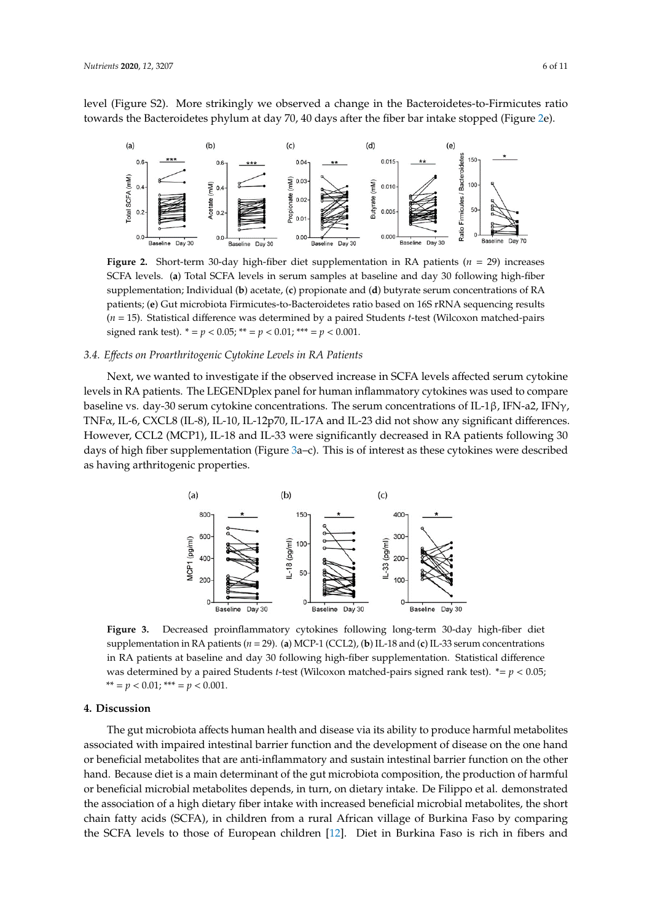level (Figure S2). More strikingly we observed a change in the Bacteroidetes-to-Firmicutes ratio towards the Bacteroidetes phylum at day 70, 40 days after the fiber bar intake stopped (Figure 2e).

**Figure 2.** Short-term 30-day high-fiber diet supplementation in RA patients ($n$ = 29) increases SCFA levels. (**a**) Total SCFA levels in serum samples at baseline and day 30 following high-fiber supplementation; Individual (**b**) acetate, (**c**) propionate and (**d**) butyrate serum concentrations of RA patients; (**e**) Gut microbiota Firmicutes-to-Bacteroidetes ratio based on 16S rRNA sequencing results ($n$ = 15). Statistical difference was determined by a paired Students $t$-test (Wilcoxon matched-pairs signed rank test). * = $p < 0.05$; ** = $p < 0.01$; *** = $p < 0.001$.

### 3.4. Effects on Proarthritogenic Cytokine Levels in RA Patients

Next, we wanted to investigate if the observed increase in SCFA levels affected serum cytokine levels in RA patients. The LEGENDplex panel for human inflammatory cytokines was used to compare baseline vs. day-30 serum cytokine concentrations. The serum concentrations of IL-1β, IFN-a2, IFNγ, TNFα, IL-6, CXCL8 (IL-8), IL-10, IL-12p70, IL-17A and IL-23 did not show any significant differences. However, CCL2 (MCP1), IL-18 and IL-33 were significantly decreased in RA patients following 30 days of high fiber supplementation (Figure 3a–c). This is of interest as these cytokines were described as having arthritogenic properties.

**Figure 3.** Decreased proinflammatory cytokines following long-term 30-day high-fiber diet supplementation in RA patients ($n$ = 29). (**a**) MCP-1 (CCL2), (**b**) IL-18 and (**c**) IL-33 serum concentrations in RA patients at baseline and day 30 following high-fiber supplementation. Statistical difference was determined by a paired Students $t$-test (Wilcoxon matched-pairs signed rank test). *= $p < 0.05$; ** = $p < 0.01$; *** = $p < 0.001$.

## 4. Discussion

The gut microbiota affects human health and disease via its ability to produce harmful metabolites associated with impaired intestinal barrier function and the development of disease on the one hand or beneficial metabolites that are anti-inflammatory and sustain intestinal barrier function on the other hand. Because diet is a main determinant of the gut microbiota composition, the production of harmful or beneficial microbial metabolites depends, in turn, on dietary intake. De Filippo et al. demonstrated the association of a high dietary fiber intake with increased beneficial microbial metabolites, the short chain fatty acids (SCFA), in children from a rural African village of Burkina Faso by comparing the SCFA levels to those of European children [12]. Diet in Burkina Faso is rich in fibers and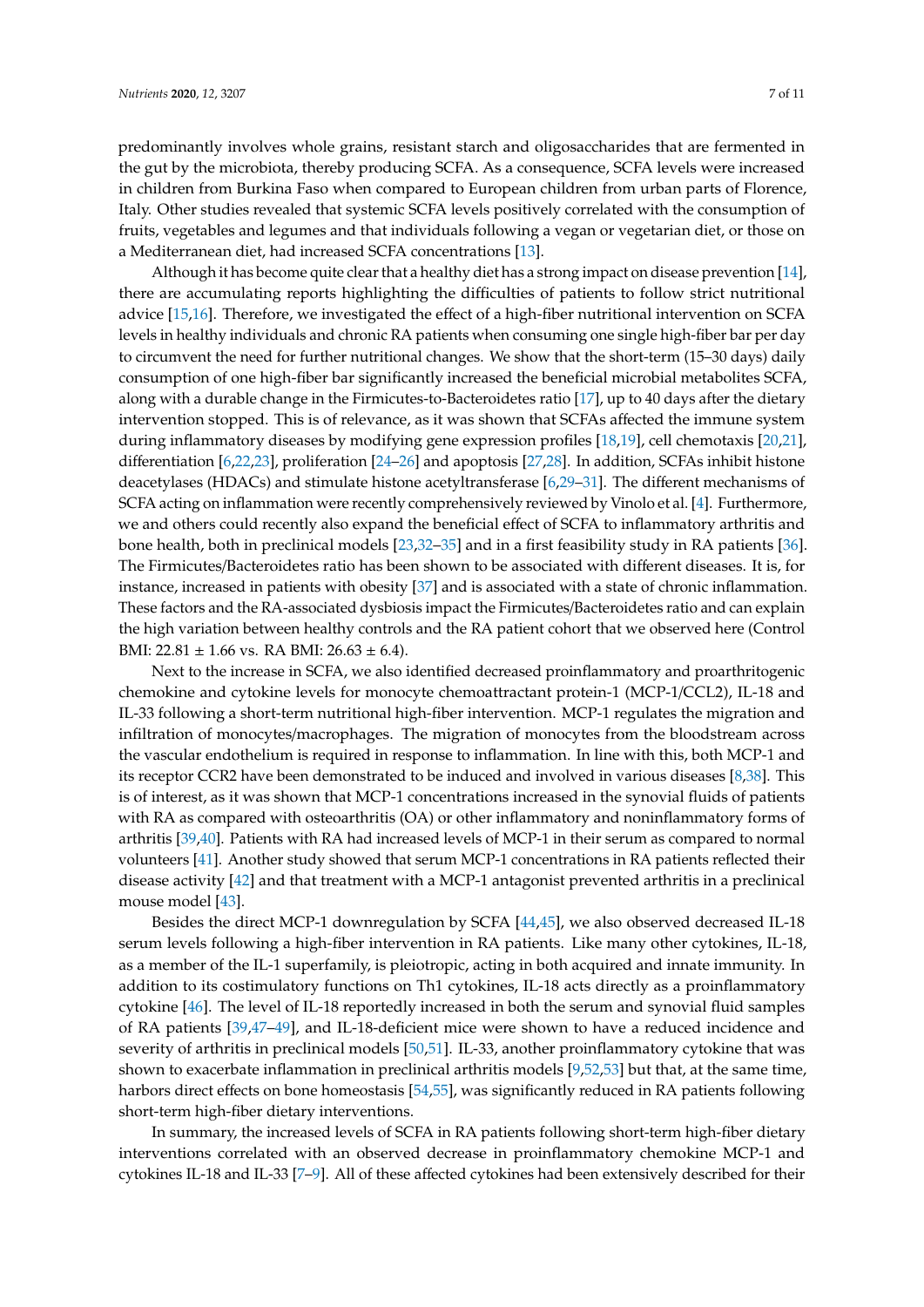predominantly involves whole grains, resistant starch and oligosaccharides that are fermented in the gut by the microbiota, thereby producing SCFA. As a consequence, SCFA levels were increased in children from Burkina Faso when compared to European children from urban parts of Florence, Italy. Other studies revealed that systemic SCFA levels positively correlated with the consumption of fruits, vegetables and legumes and that individuals following a vegan or vegetarian diet, or those on a Mediterranean diet, had increased SCFA concentrations [13].

Although it has become quite clear that a healthy diet has a strong impact on disease prevention [14], there are accumulating reports highlighting the difficulties of patients to follow strict nutritional advice [15,16]. Therefore, we investigated the effect of a high-fiber nutritional intervention on SCFA levels in healthy individuals and chronic RA patients when consuming one single high-fiber bar per day to circumvent the need for further nutritional changes. We show that the short-term (15–30 days) daily consumption of one high-fiber bar significantly increased the beneficial microbial metabolites SCFA, along with a durable change in the Firmicutes-to-Bacteroidetes ratio [17], up to 40 days after the dietary intervention stopped. This is of relevance, as it was shown that SCFAs affected the immune system during inflammatory diseases by modifying gene expression profiles [18,19], cell chemotaxis [20,21], differentiation [6,22,23], proliferation [24–26] and apoptosis [27,28]. In addition, SCFAs inhibit histone deacetylases (HDACs) and stimulate histone acetyltransferase [6,29–31]. The different mechanisms of SCFA acting on inflammation were recently comprehensively reviewed by Vinolo et al. [4]. Furthermore, we and others could recently also expand the beneficial effect of SCFA to inflammatory arthritis and bone health, both in preclinical models [23,32–35] and in a first feasibility study in RA patients [36]. The Firmicutes/Bacteroidetes ratio has been shown to be associated with different diseases. It is, for instance, increased in patients with obesity [37] and is associated with a state of chronic inflammation. These factors and the RA-associated dysbiosis impact the Firmicutes/Bacteroidetes ratio and can explain the high variation between healthy controls and the RA patient cohort that we observed here (Control BMI: $22.81 \pm 1.66$ vs. RA BMI: $26.63 \pm 6.4$).

Next to the increase in SCFA, we also identified decreased proinflammatory and proarthritogenic chemokine and cytokine levels for monocyte chemoattractant protein-1 (MCP-1/CCL2), IL-18 and IL-33 following a short-term nutritional high-fiber intervention. MCP-1 regulates the migration and infiltration of monocytes/macrophages. The migration of monocytes from the bloodstream across the vascular endothelium is required in response to inflammation. In line with this, both MCP-1 and its receptor CCR2 have been demonstrated to be induced and involved in various diseases [8,38]. This is of interest, as it was shown that MCP-1 concentrations increased in the synovial fluids of patients with RA as compared with osteoarthritis (OA) or other inflammatory and noninflammatory forms of arthritis [39,40]. Patients with RA had increased levels of MCP-1 in their serum as compared to normal volunteers [41]. Another study showed that serum MCP-1 concentrations in RA patients reflected their disease activity [42] and that treatment with a MCP-1 antagonist prevented arthritis in a preclinical mouse model [43].

Besides the direct MCP-1 downregulation by SCFA [44,45], we also observed decreased IL-18 serum levels following a high-fiber intervention in RA patients. Like many other cytokines, IL-18, as a member of the IL-1 superfamily, is pleiotropic, acting in both acquired and innate immunity. In addition to its costimulatory functions on Th1 cytokines, IL-18 acts directly as a proinflammatory cytokine [46]. The level of IL-18 reportedly increased in both the serum and synovial fluid samples of RA patients [39,47–49], and IL-18-deficient mice were shown to have a reduced incidence and severity of arthritis in preclinical models [50,51]. IL-33, another proinflammatory cytokine that was shown to exacerbate inflammation in preclinical arthritis models [9,52,53] but that, at the same time, harbors direct effects on bone homeostasis [54,55], was significantly reduced in RA patients following short-term high-fiber dietary interventions.

In summary, the increased levels of SCFA in RA patients following short-term high-fiber dietary interventions correlated with an observed decrease in proinflammatory chemokine MCP-1 and cytokines IL-18 and IL-33 [7–9]. All of these affected cytokines had been extensively described for their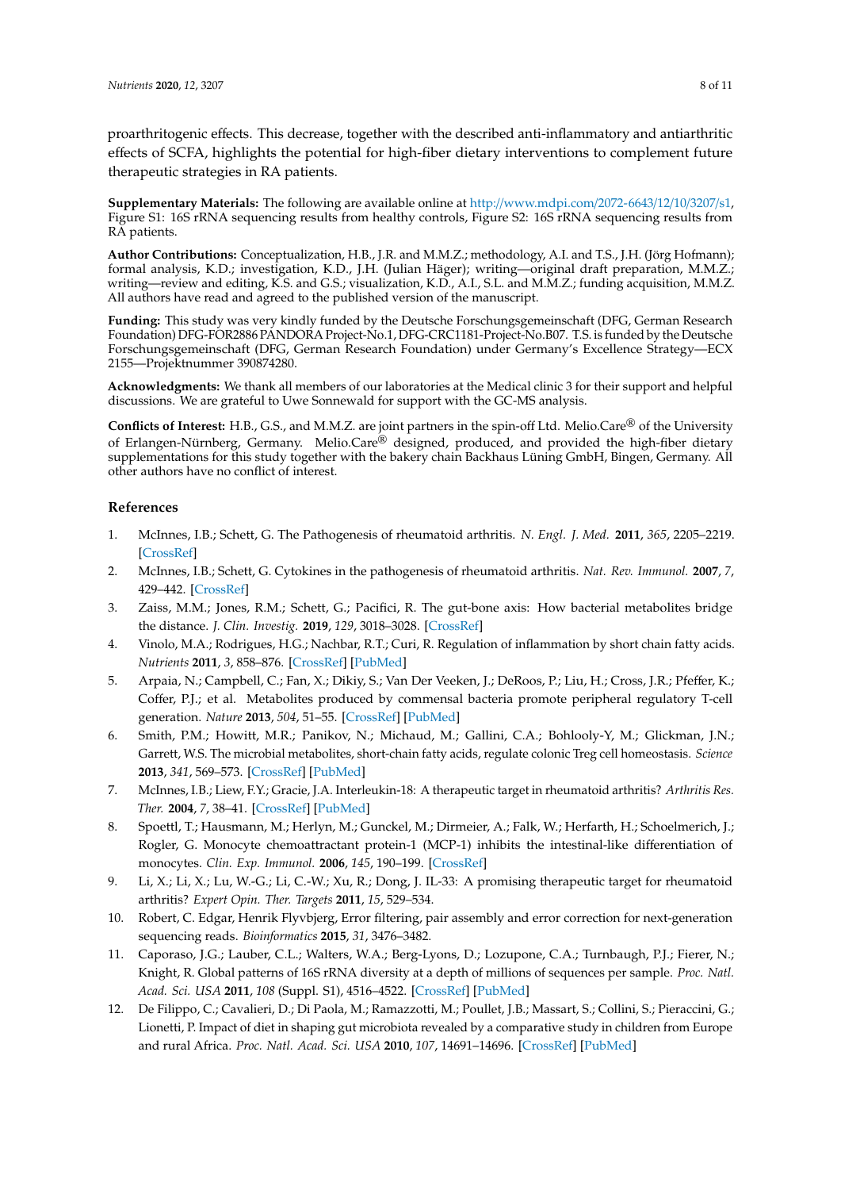proarthritogenic effects. This decrease, together with the described anti-inflammatory and antiarthritic effects of SCFA, highlights the potential for high-fiber dietary interventions to complement future therapeutic strategies in RA patients.

**Supplementary Materials:** The following are available online at http://www.mdpi.com/2072-6643/12/10/3207/s1, Figure S1: 16S rRNA sequencing results from healthy controls, Figure S2: 16S rRNA sequencing results from RA patients.

**Author Contributions:** Conceptualization, H.B., J.R. and M.M.Z.; methodology, A.I. and T.S., J.H. (Jörg Hofmann); formal analysis, K.D.; investigation, K.D., J.H. (Julian Häger); writing—original draft preparation, M.M.Z.; writing—review and editing, K.S. and G.S.; visualization, K.D., A.I., S.L. and M.M.Z.; funding acquisition, M.M.Z. All authors have read and agreed to the published version of the manuscript.

**Funding:** This study was very kindly funded by the Deutsche Forschungsgemeinschaft (DFG, German Research Foundation) DFG-FOR2886 PANDORA Project-No.1, DFG-CRC1181-Project-No.B07. T.S. is funded by the Deutsche Forschungsgemeinschaft (DFG, German Research Foundation) under Germany's Excellence Strategy—ECX 2155—Projektnummer 390874280.

**Acknowledgments:** We thank all members of our laboratories at the Medical clinic 3 for their support and helpful discussions. We are grateful to Uwe Sonnewald for support with the GC-MS analysis.

**Conflicts of Interest:** H.B., G.S., and M.M.Z. are joint partners in the spin-off Ltd. Melio.Care® of the University of Erlangen-Nürnberg, Germany. Melio.Care® designed, produced, and provided the high-fiber dietary supplementations for this study together with the bakery chain Backhaus Lüning GmbH, Bingen, Germany. All other authors have no conflict of interest.

## References

1. McInnes, I.B.; Schett, G. The Pathogenesis of rheumatoid arthritis. *N. Engl. J. Med.* **2011**, *365*, 2205–2219. [CrossRef]
2. McInnes, I.B.; Schett, G. Cytokines in the pathogenesis of rheumatoid arthritis. *Nat. Rev. Immunol.* **2007**, *7*, 429–442. [CrossRef]
3. Zaiss, M.M.; Jones, R.M.; Schett, G.; Pacifici, R. The gut-bone axis: How bacterial metabolites bridge the distance. *J. Clin. Investig.* **2019**, *129*, 3018–3028. [CrossRef]
4. Vinolo, M.A.; Rodrigues, H.G.; Nachbar, R.T.; Curi, R. Regulation of inflammation by short chain fatty acids. *Nutrients* **2011**, *3*, 858–876. [CrossRef] [PubMed]
5. Arpaia, N.; Campbell, C.; Fan, X.; Dikiy, S.; Van Der Veeken, J.; DeRoos, P.; Liu, H.; Cross, J.R.; Pfeffer, K.; Coffer, P.J.; et al. Metabolites produced by commensal bacteria promote peripheral regulatory T-cell generation. *Nature* **2013**, *504*, 51–55. [CrossRef] [PubMed]
6. Smith, P.M.; Howitt, M.R.; Panikov, N.; Michaud, M.; Gallini, C.A.; Bohlooly-Y, M.; Glickman, J.N.; Garrett, W.S. The microbial metabolites, short-chain fatty acids, regulate colonic Treg cell homeostasis. *Science* **2013**, *341*, 569–573. [CrossRef] [PubMed]
7. McInnes, I.B.; Liew, F.Y.; Gracie, J.A. Interleukin-18: A therapeutic target in rheumatoid arthritis? *Arthritis Res. Ther.* **2004**, *7*, 38–41. [CrossRef] [PubMed]
8. Spoettl, T.; Hausmann, M.; Herlyn, M.; Gunckel, M.; Dirmeier, A.; Falk, W.; Herfarth, H.; Schoelmerich, J.; Rogler, G. Monocyte chemoattractant protein-1 (MCP-1) inhibits the intestinal-like differentiation of monocytes. *Clin. Exp. Immunol.* **2006**, *145*, 190–199. [CrossRef]
9. Li, X.; Li, X.; Lu, W.-G.; Li, C.-W.; Xu, R.; Dong, J. IL-33: A promising therapeutic target for rheumatoid arthritis? *Expert Opin. Ther. Targets* **2011**, *15*, 529–534.
10. Robert, C. Edgar, Henrik Flyvbjerg, Error filtering, pair assembly and error correction for next-generation sequencing reads. *Bioinformatics* **2015**, *31*, 3476–3482.
11. Caporaso, J.G.; Lauber, C.L.; Walters, W.A.; Berg-Lyons, D.; Lozupone, C.A.; Turnbaugh, P.J.; Fierer, N.; Knight, R. Global patterns of 16S rRNA diversity at a depth of millions of sequences per sample. *Proc. Natl. Acad. Sci. USA* **2011**, *108* (Suppl. S1), 4516–4522. [CrossRef] [PubMed]
12. De Filippo, C.; Cavalieri, D.; Di Paola, M.; Ramazzotti, M.; Poullet, J.B.; Massart, S.; Collini, S.; Pieraccini, G.; Lionetti, P. Impact of diet in shaping gut microbiota revealed by a comparative study in children from Europe and rural Africa. *Proc. Natl. Acad. Sci. USA* **2010**, *107*, 14691–14696. [CrossRef] [PubMed]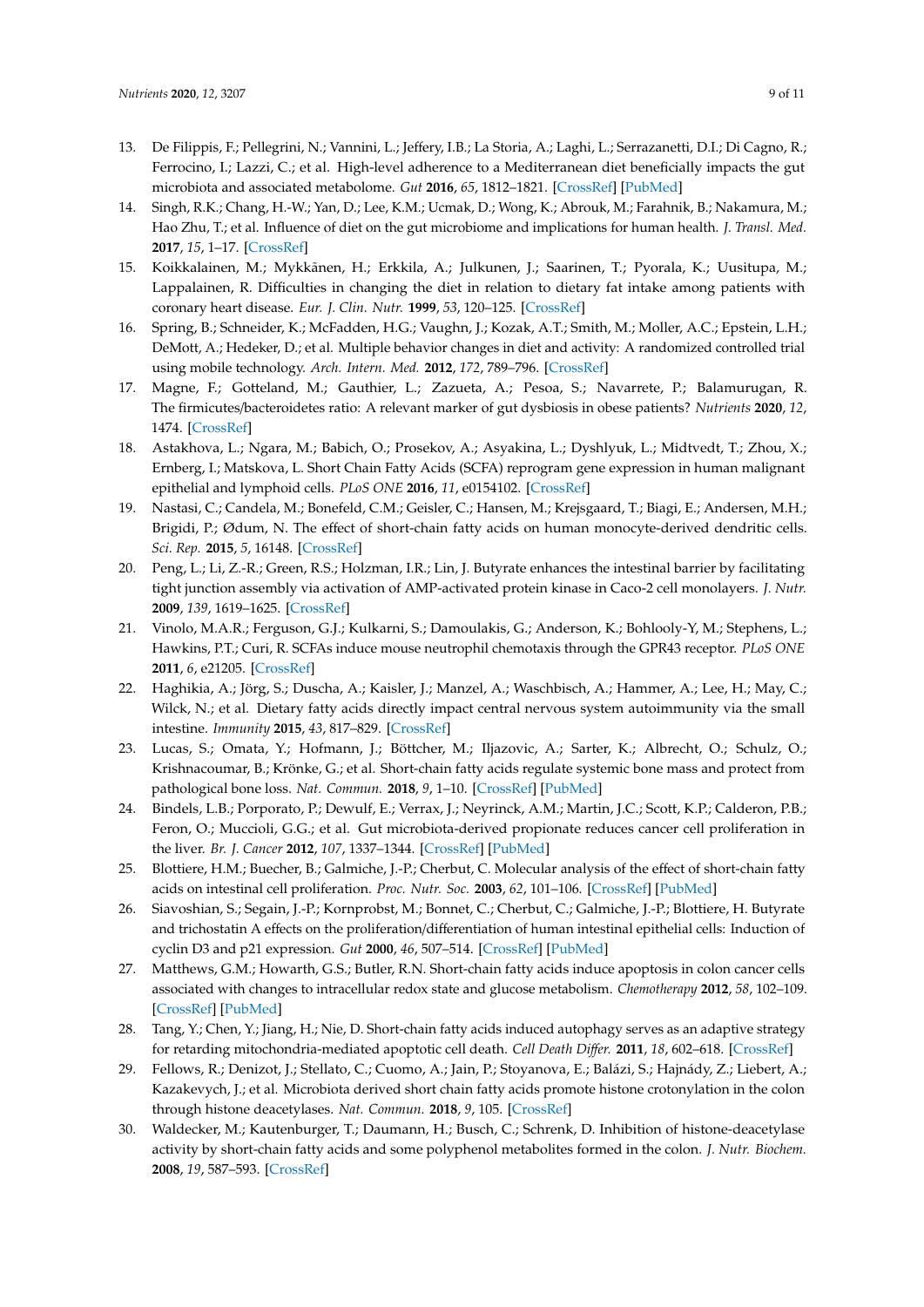13. De Filippis, F.; Pellegrini, N.; Vannini, L.; Jeffery, I.B.; La Storia, A.; Laghi, L.; Serrazanetti, D.I.; Di Cagno, R.; Ferrocino, I.; Lazzi, C.; et al. High-level adherence to a Mediterranean diet beneficially impacts the gut microbiota and associated metabolome. *Gut* **2016**, *65*, 1812–1821. [CrossRef] [PubMed]
14. Singh, R.K.; Chang, H.-W.; Yan, D.; Lee, K.M.; Ucmak, D.; Wong, K.; Abrouk, M.; Farahnik, B.; Nakamura, M.; Hao Zhu, T.; et al. Influence of diet on the gut microbiome and implications for human health. *J. Transl. Med.* **2017**, *15*, 1–17. [CrossRef]
15. Koikkalainen, M.; Mykkänen, H.; Erkkila, A.; Julkunen, J.; Saarinen, T.; Pyorala, K.; Uusitupa, M.; Lappalainen, R. Difficulties in changing the diet in relation to dietary fat intake among patients with coronary heart disease. *Eur. J. Clin. Nutr.* **1999**, *53*, 120–125. [CrossRef]
16. Spring, B.; Schneider, K.; McFadden, H.G.; Vaughn, J.; Kozak, A.T.; Smith, M.; Moller, A.C.; Epstein, L.H.; DeMott, A.; Hedeker, D.; et al. Multiple behavior changes in diet and activity: A randomized controlled trial using mobile technology. *Arch. Intern. Med.* **2012**, *172*, 789–796. [CrossRef]
17. Magne, F.; Gotteland, M.; Gauthier, L.; Zazueta, A.; Pesoa, S.; Navarrete, P.; Balamurugan, R. The firmicutes/bacteroidetes ratio: A relevant marker of gut dysbiosis in obese patients? *Nutrients* **2020**, *12*, 1474. [CrossRef]
18. Astakhova, L.; Ngara, M.; Babich, O.; Prosekov, A.; Asyakina, L.; Dyshlyuk, L.; Midtvedt, T.; Zhou, X.; Ernberg, I.; Matskova, L. Short Chain Fatty Acids (SCFA) reprogram gene expression in human malignant epithelial and lymphoid cells. *PLoS ONE* **2016**, *11*, e0154102. [CrossRef]
19. Nastasi, C.; Candela, M.; Bonefeld, C.M.; Geisler, C.; Hansen, M.; Krejsgaard, T.; Biagi, E.; Andersen, M.H.; Brigidi, P.; Ødum, N. The effect of short-chain fatty acids on human monocyte-derived dendritic cells. *Sci. Rep.* **2015**, *5*, 16148. [CrossRef]
20. Peng, L.; Li, Z.-R.; Green, R.S.; Holzman, I.R.; Lin, J. Butyrate enhances the intestinal barrier by facilitating tight junction assembly via activation of AMP-activated protein kinase in Caco-2 cell monolayers. *J. Nutr.* **2009**, *139*, 1619–1625. [CrossRef]
21. Vinolo, M.A.R.; Ferguson, G.J.; Kulkarni, S.; Damoulakis, G.; Anderson, K.; Bohlooly-Y, M.; Stephens, L.; Hawkins, P.T.; Curi, R. SCFAs induce mouse neutrophil chemotaxis through the GPR43 receptor. *PLoS ONE* **2011**, *6*, e21205. [CrossRef]
22. Haghikia, A.; Jörg, S.; Duscha, A.; Kaisler, J.; Manzel, A.; Waschbisch, A.; Hammer, A.; Lee, H.; May, C.; Wilck, N.; et al. Dietary fatty acids directly impact central nervous system autoimmunity via the small intestine. *Immunity* **2015**, *43*, 817–829. [CrossRef]
23. Lucas, S.; Omata, Y.; Hofmann, J.; Böttcher, M.; Iljazovic, A.; Sarter, K.; Albrecht, O.; Schulz, O.; Krishnacoumar, B.; Krönke, G.; et al. Short-chain fatty acids regulate systemic bone mass and protect from pathological bone loss. *Nat. Commun.* **2018**, *9*, 1–10. [CrossRef] [PubMed]
24. Bindels, L.B.; Porporato, P.; Dewulf, E.; Verrax, J.; Neyrinck, A.M.; Martin, J.C.; Scott, K.P.; Calderon, P.B.; Feron, O.; Muccioli, G.G.; et al. Gut microbiota-derived propionate reduces cancer cell proliferation in the liver. *Br. J. Cancer* **2012**, *107*, 1337–1344. [CrossRef] [PubMed]
25. Blottiere, H.M.; Buecher, B.; Galmiche, J.-P.; Cherbut, C. Molecular analysis of the effect of short-chain fatty acids on intestinal cell proliferation. *Proc. Nutr. Soc.* **2003**, *62*, 101–106. [CrossRef] [PubMed]
26. Siavoshian, S.; Segain, J.-P.; Kornprobst, M.; Bonnet, C.; Cherbut, C.; Galmiche, J.-P.; Blottiere, H. Butyrate and trichostatin A effects on the proliferation/differentiation of human intestinal epithelial cells: Induction of cyclin D3 and p21 expression. *Gut* **2000**, *46*, 507–514. [CrossRef] [PubMed]
27. Matthews, G.M.; Howarth, G.S.; Butler, R.N. Short-chain fatty acids induce apoptosis in colon cancer cells associated with changes to intracellular redox state and glucose metabolism. *Chemotherapy* **2012**, *58*, 102–109. [CrossRef] [PubMed]
28. Tang, Y.; Chen, Y.; Jiang, H.; Nie, D. Short-chain fatty acids induced autophagy serves as an adaptive strategy for retarding mitochondria-mediated apoptotic cell death. *Cell Death Differ.* **2011**, *18*, 602–618. [CrossRef]
29. Fellows, R.; Denizot, J.; Stellato, C.; Cuomo, A.; Jain, P.; Stoyanova, E.; Balázi, S.; Hajnády, Z.; Liebert, A.; Kazakevych, J.; et al. Microbiota derived short chain fatty acids promote histone crotonylation in the colon through histone deacetylases. *Nat. Commun.* **2018**, *9*, 105. [CrossRef]
30. Waldecker, M.; Kautenburger, T.; Daumann, H.; Busch, C.; Schrenk, D. Inhibition of histone-deacetylase activity by short-chain fatty acids and some polyphenol metabolites formed in the colon. *J. Nutr. Biochem.* **2008**, *19*, 587–593. [CrossRef]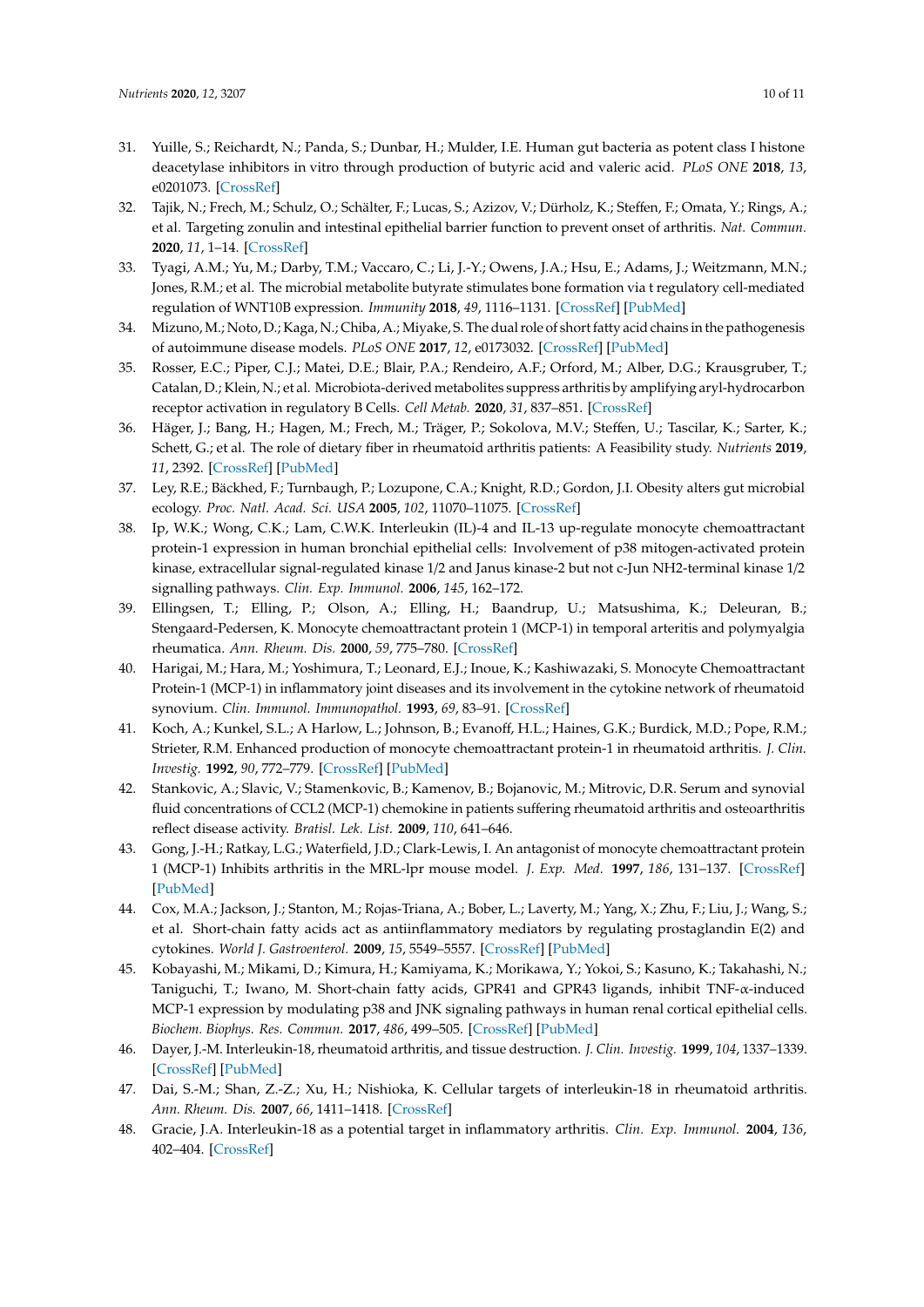31. Yuille, S.; Reichardt, N.; Panda, S.; Dunbar, H.; Mulder, I.E. Human gut bacteria as potent class I histone deacetylase inhibitors in vitro through production of butyric acid and valeric acid. *PLoS ONE* **2018**, *13*, e0201073. [CrossRef]
32. Tajik, N.; Frech, M.; Schulz, O.; Schälter, F.; Lucas, S.; Azizov, V.; Dürholz, K.; Steffen, F.; Omata, Y.; Rings, A.; et al. Targeting zonulin and intestinal epithelial barrier function to prevent onset of arthritis. *Nat. Commun.* **2020**, *11*, 1–14. [CrossRef]
33. Tyagi, A.M.; Yu, M.; Darby, T.M.; Vaccaro, C.; Li, J.-Y.; Owens, J.A.; Hsu, E.; Adams, J.; Weitzmann, M.N.; Jones, R.M.; et al. The microbial metabolite butyrate stimulates bone formation via t regulatory cell-mediated regulation of WNT10B expression. *Immunity* **2018**, *49*, 1116–1131. [CrossRef] [PubMed]
34. Mizuno, M.; Noto, D.; Kaga, N.; Chiba, A.; Miyake, S. The dual role of short fatty acid chains in the pathogenesis of autoimmune disease models. *PLoS ONE* **2017**, *12*, e0173032. [CrossRef] [PubMed]
35. Rosser, E.C.; Piper, C.J.; Matei, D.E.; Blair, P.A.; Rendeiro, A.F.; Orford, M.; Alber, D.G.; Krausgruber, T.; Catalan, D.; Klein, N.; et al. Microbiota-derived metabolites suppress arthritis by amplifying aryl-hydrocarbon receptor activation in regulatory B Cells. *Cell Metab.* **2020**, *31*, 837–851. [CrossRef]
36. Häger, J.; Bang, H.; Hagen, M.; Frech, M.; Träger, P.; Sokolova, M.V.; Steffen, U.; Tascilar, K.; Sarter, K.; Schett, G.; et al. The role of dietary fiber in rheumatoid arthritis patients: A Feasibility study. *Nutrients* **2019**, *11*, 2392. [CrossRef] [PubMed]
37. Ley, R.E.; Bäckhed, F.; Turnbaugh, P.; Lozupone, C.A.; Knight, R.D.; Gordon, J.I. Obesity alters gut microbial ecology. *Proc. Natl. Acad. Sci. USA* **2005**, *102*, 11070–11075. [CrossRef]
38. Ip, W.K.; Wong, C.K.; Lam, C.W.K. Interleukin (IL)-4 and IL-13 up-regulate monocyte chemoattractant protein-1 expression in human bronchial epithelial cells: Involvement of p38 mitogen-activated protein kinase, extracellular signal-regulated kinase 1/2 and Janus kinase-2 but not c-Jun NH2-terminal kinase 1/2 signalling pathways. *Clin. Exp. Immunol.* **2006**, *145*, 162–172.
39. Ellingsen, T.; Elling, P.; Olson, A.; Elling, H.; Baandrup, U.; Matsushima, K.; Deleuran, B.; Stengaard-Pedersen, K. Monocyte chemoattractant protein 1 (MCP-1) in temporal arteritis and polymyalgia rheumatica. *Ann. Rheum. Dis.* **2000**, *59*, 775–780. [CrossRef]
40. Harigai, M.; Hara, M.; Yoshimura, T.; Leonard, E.J.; Inoue, K.; Kashiwazaki, S. Monocyte Chemoattractant Protein-1 (MCP-1) in inflammatory joint diseases and its involvement in the cytokine network of rheumatoid synovium. *Clin. Immunol. Immunopathol.* **1993**, *69*, 83–91. [CrossRef]
41. Koch, A.; Kunkel, S.L.; A Harlow, L.; Johnson, B.; Evanoff, H.L.; Haines, G.K.; Burdick, M.D.; Pope, R.M.; Strieter, R.M. Enhanced production of monocyte chemoattractant protein-1 in rheumatoid arthritis. *J. Clin. Investig.* **1992**, *90*, 772–779. [CrossRef] [PubMed]
42. Stankovic, A.; Slavic, V.; Stamenkovic, B.; Kamenov, B.; Bojanovic, M.; Mitrovic, D.R. Serum and synovial fluid concentrations of CCL2 (MCP-1) chemokine in patients suffering rheumatoid arthritis and osteoarthritis reflect disease activity. *Bratisl. Lek. List.* **2009**, *110*, 641–646.
43. Gong, J.-H.; Ratkay, L.G.; Waterfield, J.D.; Clark-Lewis, I. An antagonist of monocyte chemoattractant protein 1 (MCP-1) Inhibits arthritis in the MRL-lpr mouse model. *J. Exp. Med.* **1997**, *186*, 131–137. [CrossRef] [PubMed]
44. Cox, M.A.; Jackson, J.; Stanton, M.; Rojas-Triana, A.; Bober, L.; Laverty, M.; Yang, X.; Zhu, F.; Liu, J.; Wang, S.; et al. Short-chain fatty acids act as antiinflammatory mediators by regulating prostaglandin E(2) and cytokines. *World J. Gastroenterol.* **2009**, *15*, 5549–5557. [CrossRef] [PubMed]
45. Kobayashi, M.; Mikami, D.; Kimura, H.; Kamiyama, K.; Morikawa, Y.; Yokoi, S.; Kasuno, K.; Takahashi, N.; Taniguchi, T.; Iwano, M. Short-chain fatty acids, GPR41 and GPR43 ligands, inhibit TNF-α-induced MCP-1 expression by modulating p38 and JNK signaling pathways in human renal cortical epithelial cells. *Biochem. Biophys. Res. Commun.* **2017**, *486*, 499–505. [CrossRef] [PubMed]
46. Dayer, J.-M. Interleukin-18, rheumatoid arthritis, and tissue destruction. *J. Clin. Investig.* **1999**, *104*, 1337–1339. [CrossRef] [PubMed]
47. Dai, S.-M.; Shan, Z.-Z.; Xu, H.; Nishioka, K. Cellular targets of interleukin-18 in rheumatoid arthritis. *Ann. Rheum. Dis.* **2007**, *66*, 1411–1418. [CrossRef]
48. Gracie, J.A. Interleukin-18 as a potential target in inflammatory arthritis. *Clin. Exp. Immunol.* **2004**, *136*, 402–404. [CrossRef]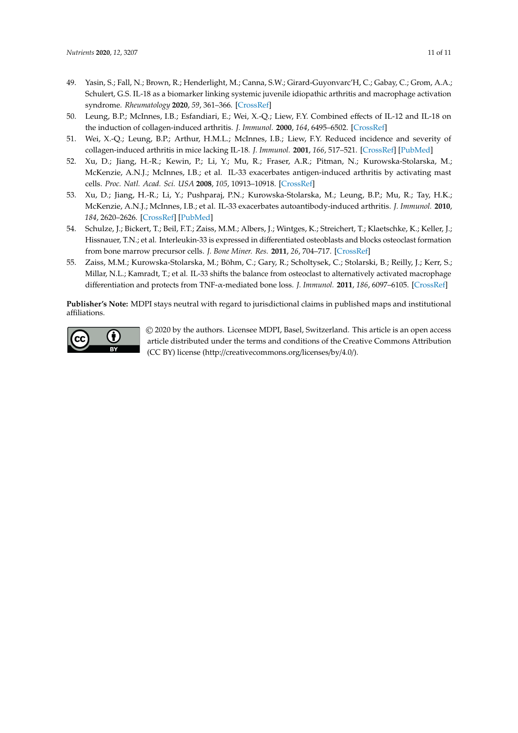49. Yasin, S.; Fall, N.; Brown, R.; Henderlight, M.; Canna, S.W.; Girard-Guyonvarc'H, C.; Gabay, C.; Grom, A.A.; Schulert, G.S. IL-18 as a biomarker linking systemic juvenile idiopathic arthritis and macrophage activation syndrome. *Rheumatology* **2020**, *59*, 361–366. [CrossRef]
50. Leung, B.P.; McInnes, I.B.; Esfandiari, E.; Wei, X.-Q.; Liew, F.Y. Combined effects of IL-12 and IL-18 on the induction of collagen-induced arthritis. *J. Immunol.* **2000**, *164*, 6495–6502. [CrossRef]
51. Wei, X.-Q.; Leung, B.P.; Arthur, H.M.L.; McInnes, I.B.; Liew, F.Y. Reduced incidence and severity of collagen-induced arthritis in mice lacking IL-18. *J. Immunol.* **2001**, *166*, 517–521. [CrossRef] [PubMed]
52. Xu, D.; Jiang, H.-R.; Kewin, P.; Li, Y.; Mu, R.; Fraser, A.R.; Pitman, N.; Kurowska-Stolarska, M.; McKenzie, A.N.J.; McInnes, I.B.; et al. IL-33 exacerbates antigen-induced arthritis by activating mast cells. *Proc. Natl. Acad. Sci. USA* **2008**, *105*, 10913–10918. [CrossRef]
53. Xu, D.; Jiang, H.-R.; Li, Y.; Pushparaj, P.N.; Kurowska-Stolarska, M.; Leung, B.P.; Mu, R.; Tay, H.K.; McKenzie, A.N.J.; McInnes, I.B.; et al. IL-33 exacerbates autoantibody-induced arthritis. *J. Immunol.* **2010**, *184*, 2620–2626. [CrossRef] [PubMed]
54. Schulze, J.; Bickert, T.; Beil, F.T.; Zaiss, M.M.; Albers, J.; Wintges, K.; Streichert, T.; Klaetschke, K.; Keller, J.; Hissnauer, T.N.; et al. Interleukin-33 is expressed in differentiated osteoblasts and blocks osteoclast formation from bone marrow precursor cells. *J. Bone Miner. Res.* **2011**, *26*, 704–717. [CrossRef]
55. Zaiss, M.M.; Kurowska-Stolarska, M.; Böhm, C.; Gary, R.; Scholtysek, C.; Stolarski, B.; Reilly, J.; Kerr, S.; Millar, N.L.; Kamradt, T.; et al. IL-33 shifts the balance from osteoclast to alternatively activated macrophage differentiation and protects from TNF-α-mediated bone loss. *J. Immunol.* **2011**, *186*, 6097–6105. [CrossRef]

**Publisher's Note:** MDPI stays neutral with regard to jurisdictional claims in published maps and institutional affiliations.

© 2020 by the authors. Licensee MDPI, Basel, Switzerland. This article is an open access article distributed under the terms and conditions of the Creative Commons Attribution (CC BY) license (http://creativecommons.org/licenses/by/4.0/).